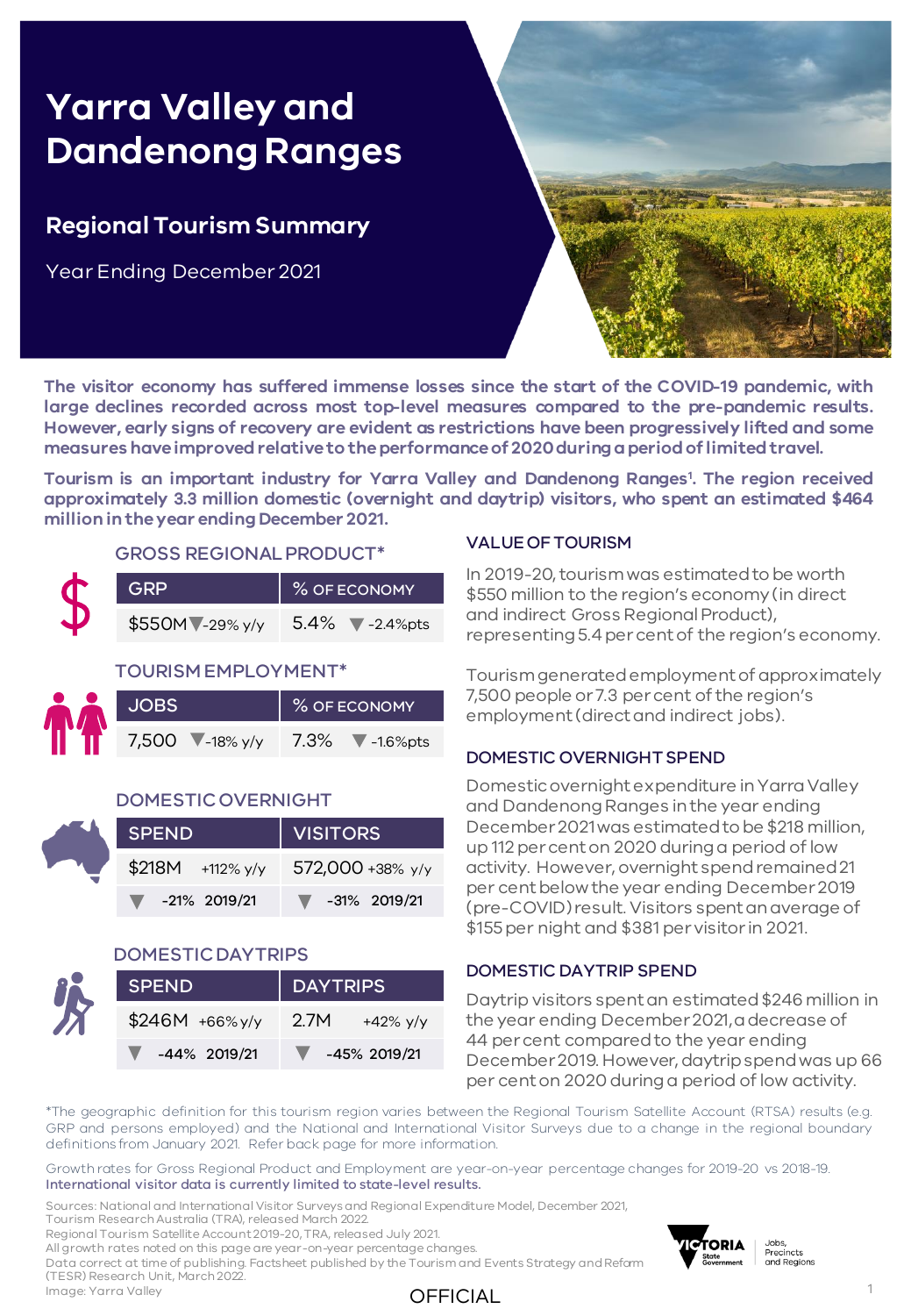# Yarra Valley and Dandenong Ranges

## Regional Tourism Summary

Year Ending December 2021

**The visitor economy has suffered immense losses since the start of the COVID-19 pandemic, with large declines recorded across most top-level measures compared to the pre-pandemic results. However, early signs of recovery are evident as restrictions have been progressively lifted and some measures have improved relative to the performance of 2020 during a period of limited travel.**

**Tourism is an important industry for Yarra Valley and Dandenong Ranges[1]. The region received approximately 3.3 million domestic (overnight and daytrip) visitors, who spent an estimated $464 million in the year ending December 2021.**

### GROSS REGIONAL PRODUCT*

| GRP | % OF ECONOMY |
|---|---|
| $550M ▼-29% y/y | 5.4% ▼ -2.4%pts |

### TOURISM EMPLOYMENT*

| JOBS | % OF ECONOMY |
|---|---|
| 7,500 ▼-18% y/y | 7.3% ▼ -1.6%pts |

### DOMESTIC OVERNIGHT

| SPEND | VISITORS |
|---|---|
| $218M +112% y/y | 572,000 +38% y/y |
| ▼ -21% 2019/21 | ▼ -31% 2019/21 |

### DOMESTIC DAYTRIPS

| SPEND | DAYTRIPS |
|---|---|
| $246M +66% y/y | 2.7M +42% y/y |
| ▼ -44% 2019/21 | ▼ -45% 2019/21 |

### VALUE OF TOURISM

In 2019-20, tourism was estimated to be worth $550 million to the region's economy (in direct and indirect Gross Regional Product), representing 5.4 per cent of the region's economy.

Tourism generated employment of approximately 7,500 people or 7.3 per cent of the region's employment (direct and indirect jobs).

### DOMESTIC OVERNIGHT SPEND

Domestic overnight expenditure in Yarra Valley and Dandenong Ranges in the year ending December 2021 was estimated to be $218 million, up 112 per cent on 2020 during a period of low activity. However, overnight spend remained 21 per cent below the year ending December 2019 (pre-COVID) result. Visitors spent an average of $155 per night and $381 per visitor in 2021.

### DOMESTIC DAYTRIP SPEND

Daytrip visitors spent an estimated $246 million in the year ending December 2021, a decrease of 44 per cent compared to the year ending December 2019. However, daytrip spend was up 66 per cent on 2020 during a period of low activity.

*The geographic definition for this tourism region varies between the Regional Tourism Satellite Account (RTSA) results (e.g. GRP and persons employed) and the National and International Visitor Surveys due to a change in the regional boundary definitions from January 2021. Refer back page for more information.

Growth rates for Gross Regional Product and Employment are year-on-year percentage changes for 2019-20 vs 2018-19.
International visitor data is currently limited to state-level results.

Sources: National and International Visitor Surveys and Regional Expenditure Model, December 2021, Tourism Research Australia (TRA), released March 2022.
Regional Tourism Satellite Account 2019-20, TRA, released July 2021.
All growth rates noted on this page are year-on-year percentage changes.
Data correct at time of publishing. Factsheet published by the Tourism and Events Strategy and Reform (TESR) Research Unit, March 2022.
Image: Yarra Valley

OFFICIAL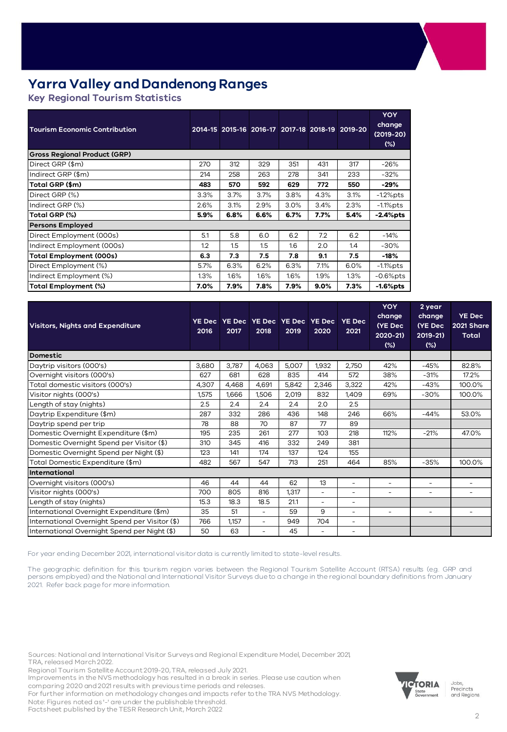# Yarra Valley and Dandenong Ranges

## Key Regional Tourism Statistics

| Tourism Economic Contribution | 2014-15 | 2015-16 | 2016-17 | 2017-18 | 2018-19 | 2019-20 | YOY change (2019-20) (%) |
|---|---|---|---|---|---|---|---|
| **Gross Regional Product (GRP)** | | | | | | | |
| Direct GRP ($m) | 270 | 312 | 329 | 351 | 431 | 317 | -26% |
| Indirect GRP ($m) | 214 | 258 | 263 | 278 | 341 | 233 | -32% |
| **Total GRP ($m)** | **483** | **570** | **592** | **629** | **772** | **550** | **-29%** |
| Direct GRP (%) | 3.3% | 3.7% | 3.7% | 3.8% | 4.3% | 3.1% | -1.2%pts |
| Indirect GRP (%) | 2.6% | 3.1% | 2.9% | 3.0% | 3.4% | 2.3% | -1.1%pts |
| **Total GRP (%)** | **5.9%** | **6.8%** | **6.6%** | **6.7%** | **7.7%** | **5.4%** | **-2.4%pts** |
| **Persons Employed** | | | | | | | |
| Direct Employment (000s) | 5.1 | 5.8 | 6.0 | 6.2 | 7.2 | 6.2 | -14% |
| Indirect Employment (000s) | 1.2 | 1.5 | 1.5 | 1.6 | 2.0 | 1.4 | -30% |
| **Total Employment (000s)** | **6.3** | **7.3** | **7.5** | **7.8** | **9.1** | **7.5** | **-18%** |
| Direct Employment (%) | 5.7% | 6.3% | 6.2% | 6.3% | 7.1% | 6.0% | -1.1%pts |
| Indirect Employment (%) | 1.3% | 1.6% | 1.6% | 1.6% | 1.9% | 1.3% | -0.6%pts |
| **Total Employment (%)** | **7.0%** | **7.9%** | **7.8%** | **7.9%** | **9.0%** | **7.3%** | **-1.6%pts** |

| Visitors, Nights and Expenditure | YE Dec 2016 | YE Dec 2017 | YE Dec 2018 | YE Dec 2019 | YE Dec 2020 | YE Dec 2021 | YOY change (YE Dec 2020-21) (%) | 2 year change (YE Dec 2019-21) (%) | YE Dec 2021 Share Total |
|---|---|---|---|---|---|---|---|---|---|
| **Domestic** | | | | | | | | | |
| Daytrip visitors (000's) | 3,680 | 3,787 | 4,063 | 5,007 | 1,932 | 2,750 | 42% | -45% | 82.8% |
| Overnight visitors (000's) | 627 | 681 | 628 | 835 | 414 | 572 | 38% | -31% | 17.2% |
| Total domestic visitors (000's) | 4,307 | 4,468 | 4,691 | 5,842 | 2,346 | 3,322 | 42% | -43% | 100.0% |
| Visitor nights (000's) | 1,575 | 1,666 | 1,506 | 2,019 | 832 | 1,409 | 69% | -30% | 100.0% |
| Length of stay (nights) | 2.5 | 2.4 | 2.4 | 2.4 | 2.0 | 2.5 | | | |
| Daytrip Expenditure ($m) | 287 | 332 | 286 | 436 | 148 | 246 | 66% | -44% | 53.0% |
| Daytrip spend per trip | 78 | 88 | 70 | 87 | 77 | 89 | | | |
| Domestic Overnight Expenditure ($m) | 195 | 235 | 261 | 277 | 103 | 218 | 112% | -21% | 47.0% |
| Domestic Overnight Spend per Visitor ($) | 310 | 345 | 416 | 332 | 249 | 381 | | | |
| Domestic Overnight Spend per Night ($) | 123 | 141 | 174 | 137 | 124 | 155 | | | |
| Total Domestic Expenditure ($m) | 482 | 567 | 547 | 713 | 251 | 464 | 85% | -35% | 100.0% |
| **International** | | | | | | | | | |
| Overnight visitors (000's) | 46 | 44 | 44 | 62 | 13 | - | - | - | - |
| Visitor nights (000's) | 700 | 805 | 816 | 1,317 | - | - | - | - | - |
| Length of stay (nights) | 15.3 | 18.3 | 18.5 | 21.1 | - | - | | | |
| International Overnight Expenditure ($m) | 35 | 51 | - | 59 | 9 | - | - | - | - |
| International Overnight Spend per Visitor ($) | 766 | 1,157 | - | 949 | 704 | - | | | |
| International Overnight Spend per Night ($) | 50 | 63 | - | 45 | - | - | | | |

For year ending December 2021, international visitor data is currently limited to state-level results.

The geographic definition for this tourism region varies between the Regional Tourism Satellite Account (RTSA) results (e.g. GRP and persons employed) and the National and International Visitor Surveys due to a change in the regional boundary definitions from January 2021. Refer back page for more information.

Sources: National and International Visitor Surveys and Regional Expenditure Model, December 2021, TRA, released March 2022.
Regional Tourism Satellite Account 2019-20, TRA, released July 2021.
Improvements in the NVS methodology has resulted in a break in series. Please use caution when comparing 2020 and 2021 results with previous time periods and releases.
For further information on methodology changes and impacts refer to the TRA NVS Methodology.
Note: Figures noted as '-' are under the publishable threshold.
Factsheet published by the TESR Research Unit, March 2022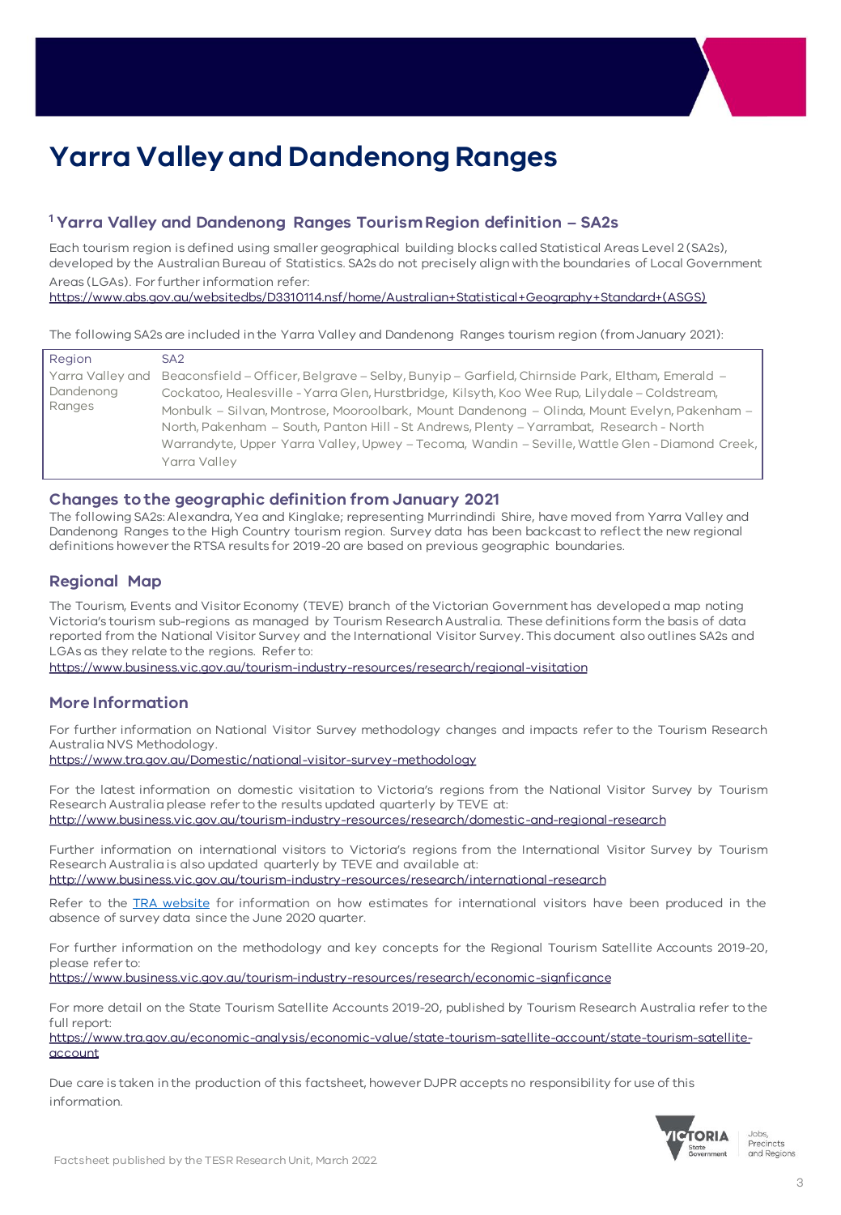# Yarra Valley and Dandenong Ranges

## [1] Yarra Valley and Dandenong Ranges Tourism Region definition – SA2s

Each tourism region is defined using smaller geographical building blocks called Statistical Areas Level 2 (SA2s), developed by the Australian Bureau of Statistics. SA2s do not precisely align with the boundaries of Local Government Areas (LGAs). For further information refer:
https://www.abs.gov.au/websitedbs/D3310114.nsf/home/Australian+Statistical+Geography+Standard+(ASGS)

The following SA2s are included in the Yarra Valley and Dandenong Ranges tourism region (from January 2021):

| Region | SA2 |
|---|---|
| Yarra Valley and Dandenong Ranges | Beaconsfield – Officer, Belgrave – Selby, Bunyip – Garfield, Chirnside Park, Eltham, Emerald – Cockatoo, Healesville - Yarra Glen, Hurstbridge, Kilsyth, Koo Wee Rup, Lilydale – Coldstream, Monbulk – Silvan, Montrose, Mooroolbark, Mount Dandenong – Olinda, Mount Evelyn, Pakenham – North, Pakenham – South, Panton Hill - St Andrews, Plenty – Yarrambat, Research - North Warrandyte, Upper Yarra Valley, Upwey – Tecoma, Wandin – Seville, Wattle Glen - Diamond Creek, Yarra Valley |

## Changes to the geographic definition from January 2021

The following SA2s: Alexandra, Yea and Kinglake; representing Murrindindi Shire, have moved from Yarra Valley and Dandenong Ranges to the High Country tourism region. Survey data has been backcast to reflect the new regional definitions however the RTSA results for 2019-20 are based on previous geographic boundaries.

## Regional Map

The Tourism, Events and Visitor Economy (TEVE) branch of the Victorian Government has developed a map noting Victoria's tourism sub-regions as managed by Tourism Research Australia. These definitions form the basis of data reported from the National Visitor Survey and the International Visitor Survey. This document also outlines SA2s and LGAs as they relate to the regions. Refer to:
https://www.business.vic.gov.au/tourism-industry-resources/research/regional-visitation

## More Information

For further information on National Visitor Survey methodology changes and impacts refer to the Tourism Research Australia NVS Methodology.
https://www.tra.gov.au/Domestic/national-visitor-survey-methodology

For the latest information on domestic visitation to Victoria's regions from the National Visitor Survey by Tourism Research Australia please refer to the results updated quarterly by TEVE at:
http://www.business.vic.gov.au/tourism-industry-resources/research/domestic-and-regional-research

Further information on international visitors to Victoria's regions from the International Visitor Survey by Tourism Research Australia is also updated quarterly by TEVE and available at:
http://www.business.vic.gov.au/tourism-industry-resources/research/international-research

Refer to the TRA website for information on how estimates for international visitors have been produced in the absence of survey data since the June 2020 quarter.

For further information on the methodology and key concepts for the Regional Tourism Satellite Accounts 2019-20, please refer to:
https://www.business.vic.gov.au/tourism-industry-resources/research/economic-signficance

For more detail on the State Tourism Satellite Accounts 2019-20, published by Tourism Research Australia refer to the full report:
https://www.tra.gov.au/economic-analysis/economic-value/state-tourism-satellite-account/state-tourism-satellite-account

Due care is taken in the production of this factsheet, however DJPR accepts no responsibility for use of this information.

Factsheet published by the TESR Research Unit, March 2022.